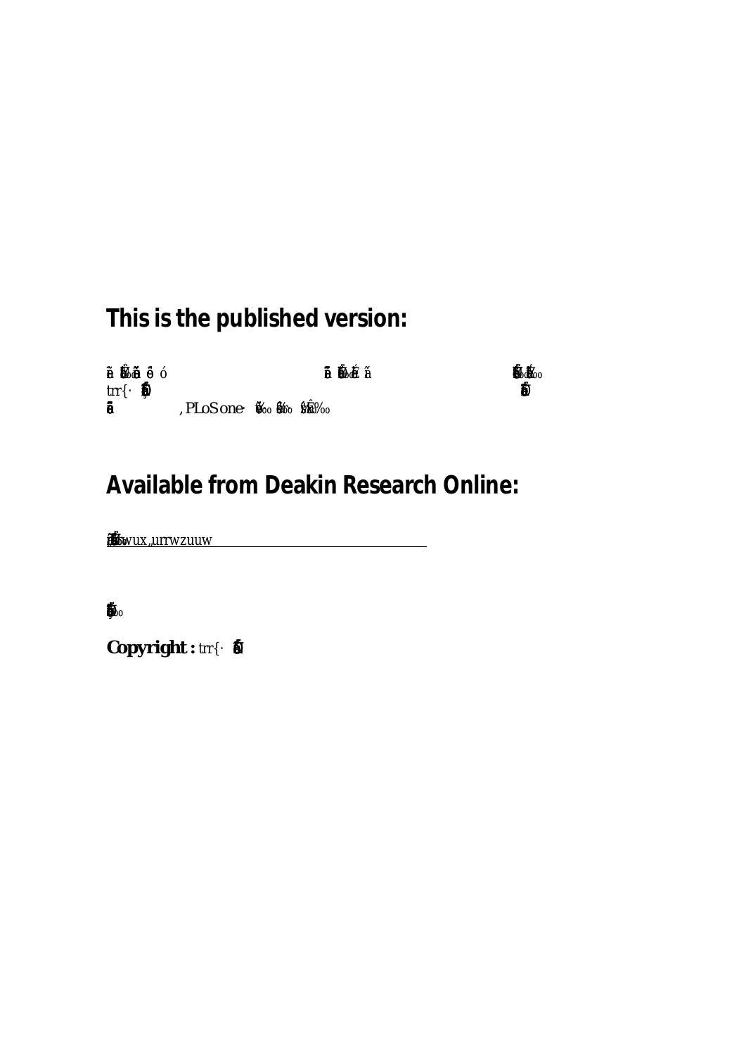## This is the published version:

, PLoS one

## Available from Deakin Research Online:

**Copyright :**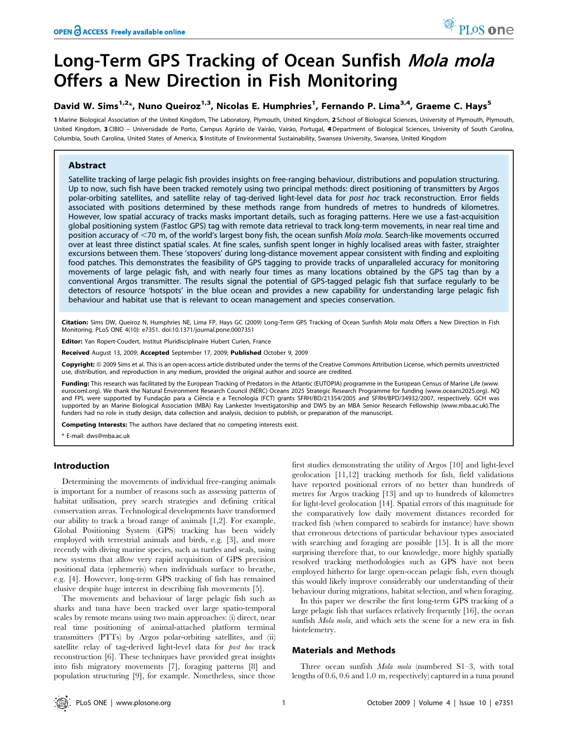# Long-Term GPS Tracking of Ocean Sunfish *Mola mola* Offers a New Direction in Fish Monitoring

**David W. Sims[1,2]*, Nuno Queiroz[1,3], Nicolas E. Humphries[1], Fernando P. Lima[3,4], Graeme C. Hays[5]**

**1** Marine Biological Association of the United Kingdom, The Laboratory, Plymouth, United Kingdom, **2** School of Biological Sciences, University of Plymouth, Plymouth, United Kingdom, **3** CIBIO – Universidade de Porto, Campus Agrário de Vairão, Vairão, Portugal, **4** Department of Biological Sciences, University of South Carolina, Columbia, South Carolina, United States of America, **5** Institute of Environmental Sustainability, Swansea University, Swansea, United Kingdom

## Abstract

Satellite tracking of large pelagic fish provides insights on free-ranging behaviour, distributions and population structuring. Up to now, such fish have been tracked remotely using two principal methods: direct positioning of transmitters by Argos polar-orbiting satellites, and satellite relay of tag-derived light-level data for *post hoc* track reconstruction. Error fields associated with positions determined by these methods range from hundreds of metres to hundreds of kilometres. However, low spatial accuracy of tracks masks important details, such as foraging patterns. Here we use a fast-acquisition global positioning system (Fastloc GPS) tag with remote data retrieval to track long-term movements, in near real time and position accuracy of <70 m, of the world's largest bony fish, the ocean sunfish *Mola mola*. Search-like movements occurred over at least three distinct spatial scales. At fine scales, sunfish spent longer in highly localised areas with faster, straighter excursions between them. These 'stopovers' during long-distance movement appear consistent with finding and exploiting food patches. This demonstrates the feasibility of GPS tagging to provide tracks of unparalleled accuracy for monitoring movements of large pelagic fish, and with nearly four times as many locations obtained by the GPS tag than by a conventional Argos transmitter. The results signal the potential of GPS-tagged pelagic fish that surface regularly to be detectors of resource 'hotspots' in the blue ocean and provides a new capability for understanding large pelagic fish behaviour and habitat use that is relevant to ocean management and species conservation.

**Citation:** Sims DW, Queiroz N, Humphries NE, Lima FP, Hays GC (2009) Long-Term GPS Tracking of Ocean Sunfish *Mola mola* Offers a New Direction in Fish Monitoring. PLoS ONE 4(10): e7351. doi:10.1371/journal.pone.0007351

**Editor:** Yan Ropert-Coudert, Institut Pluridisciplinaire Hubert Curien, France

**Received** August 13, 2009; **Accepted** September 17, 2009; **Published** October 9, 2009

**Copyright:** © 2009 Sims et al. This is an open-access article distributed under the terms of the Creative Commons Attribution License, which permits unrestricted use, distribution, and reproduction in any medium, provided the original author and source are credited.

**Funding:** This research was facilitated by the European Tracking of Predators in the Atlantic (EUTOPIA) programme in the European Census of Marine Life (www.eurocoml.org). We thank the Natural Environment Research Council (NERC) Oceans 2025 Strategic Research Programme for funding (www.oceans2025.org). NQ and FPL were supported by Fundação para a Ciência e a Tecnologia (FCT) grants SFRH/BD/21354/2005 and SFRH/BPD/34932/2007, respectively. GCH was supported by an Marine Biological Association (MBA) Ray Lankester Investigatorship and DWS by an MBA Senior Research Fellowship (www.mba.ac.uk).The funders had no role in study design, data collection and analysis, decision to publish, or preparation of the manuscript.

**Competing Interests:** The authors have declared that no competing interests exist.

\* E-mail: dws@mba.ac.uk

## Introduction

Determining the movements of individual free-ranging animals is important for a number of reasons such as assessing patterns of habitat utilisation, prey search strategies and defining critical conservation areas. Technological developments have transformed our ability to track a broad range of animals [1,2]. For example, Global Positioning System (GPS) tracking has been widely employed with terrestrial animals and birds, e.g. [3], and more recently with diving marine species, such as turtles and seals, using new systems that allow very rapid acquisition of GPS precision positional data (ephemeris) when individuals surface to breathe, e.g. [4]. However, long-term GPS tracking of fish has remained elusive despite huge interest in describing fish movements [5].

The movements and behaviour of large pelagic fish such as sharks and tuna have been tracked over large spatio-temporal scales by remote means using two main approaches: (i) direct, near real time positioning of animal-attached platform terminal transmitters (PTTs) by Argos polar-orbiting satellites, and (ii) satellite relay of tag-derived light-level data for *post hoc* track reconstruction [6]. These techniques have provided great insights into fish migratory movements [7], foraging patterns [8] and population structuring [9], for example. Nonetheless, since those first studies demonstrating the utility of Argos [10] and light-level geolocation [11,12] tracking methods for fish, field validations have reported positional errors of no better than hundreds of metres for Argos tracking [13] and up to hundreds of kilometres for light-level geolocation [14]. Spatial errors of this magnitude for the comparatively low daily movement distances recorded for tracked fish (when compared to seabirds for instance) have shown that erroneous detections of particular behaviour types associated with searching and foraging are possible [15]. It is all the more surprising therefore that, to our knowledge, more highly spatially resolved tracking methodologies such as GPS have not been employed hitherto for large open-ocean pelagic fish, even though this would likely improve considerably our understanding of their behaviour during migrations, habitat selection, and when foraging.

In this paper we describe the first long-term GPS tracking of a large pelagic fish that surfaces relatively frequently [16], the ocean sunfish *Mola mola*, and which sets the scene for a new era in fish biotelemetry.

## Materials and Methods

Three ocean sunfish *Mola mola* (numbered S1–3, with total lengths of 0.6, 0.6 and 1.0 m, respectively) captured in a tuna pound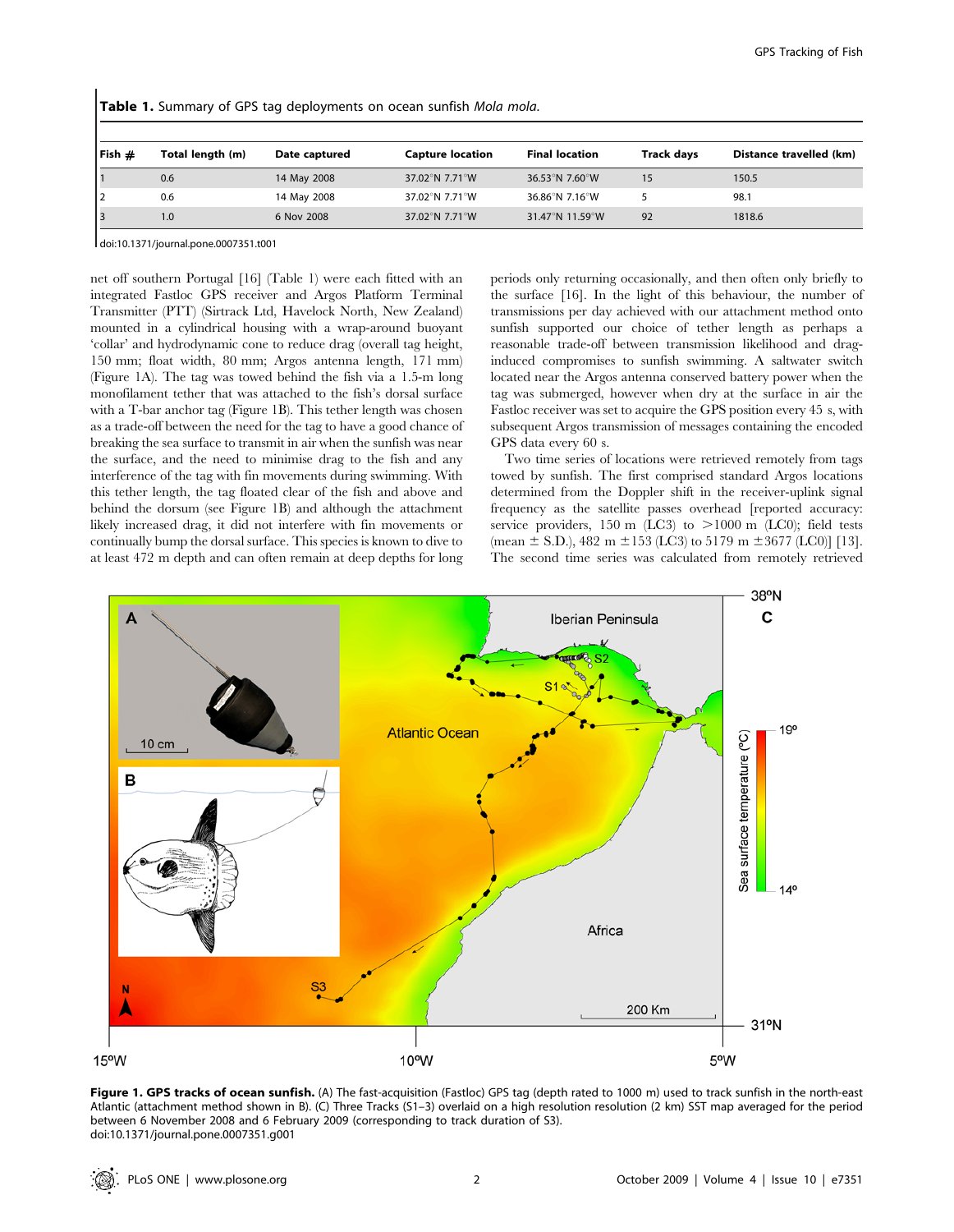**Table 1.** Summary of GPS tag deployments on ocean sunfish *Mola mola*.

| Fish # | Total length (m) | Date captured | Capture location | Final location | Track days | Distance travelled (km) |
|---|---|---|---|---|---|---|
| 1 | 0.6 | 14 May 2008 | 37.02°N 7.71°W | 36.53°N 7.60°W | 15 | 150.5 |
| 2 | 0.6 | 14 May 2008 | 37.02°N 7.71°W | 36.86°N 7.16°W | 5 | 98.1 |
| 3 | 1.0 | 6 Nov 2008 | 37.02°N 7.71°W | 31.47°N 11.59°W | 92 | 1818.6 |

doi:10.1371/journal.pone.0007351.t001

net off southern Portugal [16] (Table 1) were each fitted with an integrated Fastloc GPS receiver and Argos Platform Terminal Transmitter (PTT) (Sirtrack Ltd, Havelock North, New Zealand) mounted in a cylindrical housing with a wrap-around buoyant 'collar' and hydrodynamic cone to reduce drag (overall tag height, 150 mm; float width, 80 mm; Argos antenna length, 171 mm) (Figure 1A). The tag was towed behind the fish via a 1.5-m long monofilament tether that was attached to the fish's dorsal surface with a T-bar anchor tag (Figure 1B). This tether length was chosen as a trade-off between the need for the tag to have a good chance of breaking the sea surface to transmit in air when the sunfish was near the surface, and the need to minimise drag to the fish and any interference of the tag with fin movements during swimming. With this tether length, the tag floated clear of the fish and above and behind the dorsum (see Figure 1B) and although the attachment likely increased drag, it did not interfere with fin movements or continually bump the dorsal surface. This species is known to dive to at least 472 m depth and can often remain at deep depths for long periods only returning occasionally, and then often only briefly to the surface [16]. In the light of this behaviour, the number of transmissions per day achieved with our attachment method onto sunfish supported our choice of tether length as perhaps a reasonable trade-off between transmission likelihood and drag-induced compromises to sunfish swimming. A saltwater switch located near the Argos antenna conserved battery power when the tag was submerged, however when dry at the surface in air the Fastloc receiver was set to acquire the GPS position every 45 s, with subsequent Argos transmission of messages containing the encoded GPS data every 60 s.

Two time series of locations were retrieved remotely from tags towed by sunfish. The first comprised standard Argos locations determined from the Doppler shift in the receiver-uplink signal frequency as the satellite passes overhead [reported accuracy: service providers, 150 m (LC3) to >1000 m (LC0); field tests (mean ± S.D.), 482 m ±153 (LC3) to 5179 m ±3677 (LC0)] [13]. The second time series was calculated from remotely retrieved

**Figure 1. GPS tracks of ocean sunfish.** (A) The fast-acquisition (Fastloc) GPS tag (depth rated to 1000 m) used to track sunfish in the north-east Atlantic (attachment method shown in B). (C) Three Tracks (S1–3) overlaid on a high resolution resolution (2 km) SST map averaged for the period between 6 November 2008 and 6 February 2009 (corresponding to track duration of S3).
doi:10.1371/journal.pone.0007351.g001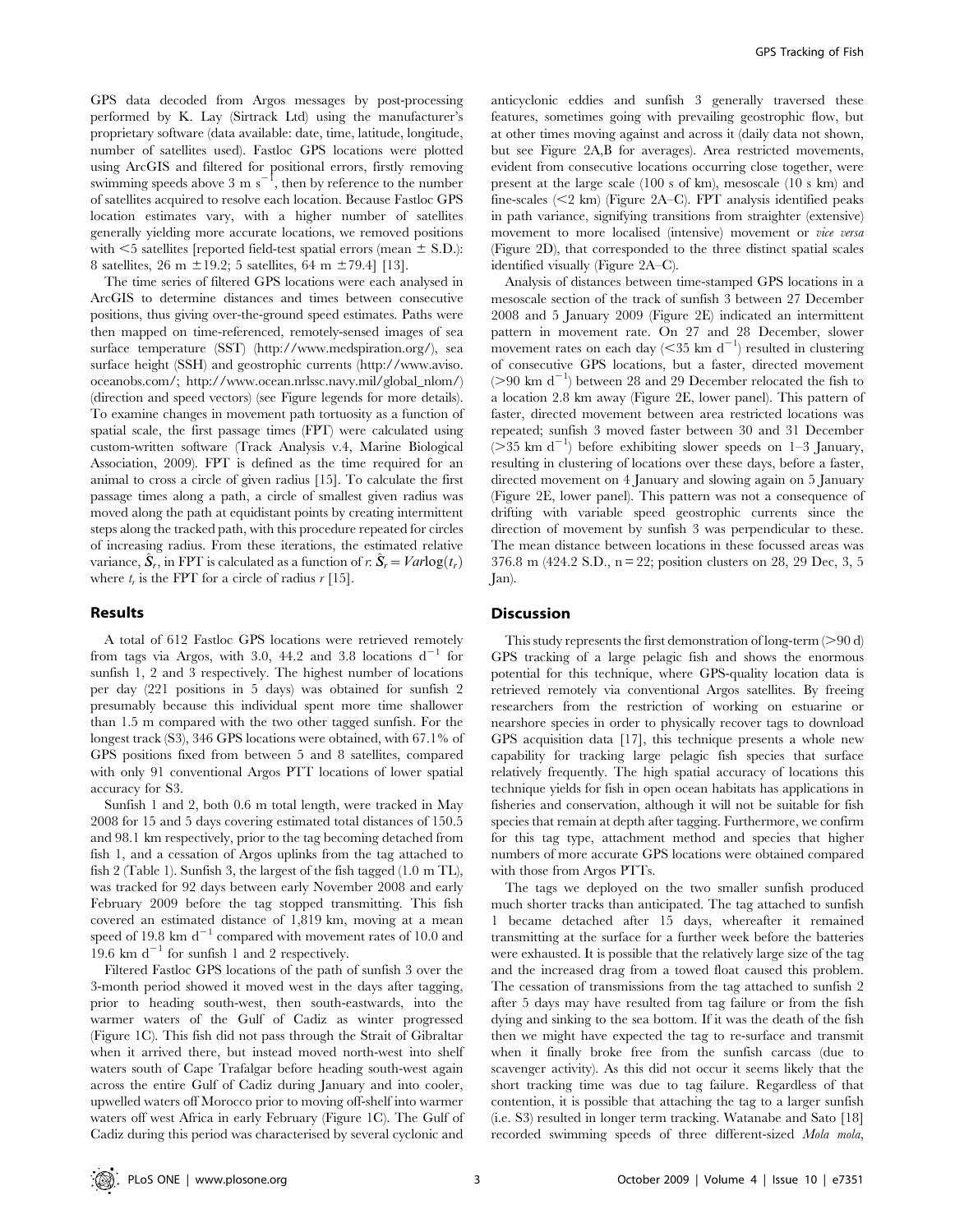GPS data decoded from Argos messages by post-processing performed by K. Lay (Sirtrack Ltd) using the manufacturer's proprietary software (data available: date, time, latitude, longitude, number of satellites used). Fastloc GPS locations were plotted using ArcGIS and filtered for positional errors, firstly removing swimming speeds above 3 m $s^{-1}$, then by reference to the number of satellites acquired to resolve each location. Because Fastloc GPS location estimates vary, with a higher number of satellites generally yielding more accurate locations, we removed positions with <5 satellites [reported field-test spatial errors (mean ± S.D.): 8 satellites, 26 m ±19.2; 5 satellites, 64 m ±79.4] [13].

The time series of filtered GPS locations were each analysed in ArcGIS to determine distances and times between consecutive positions, thus giving over-the-ground speed estimates. Paths were then mapped on time-referenced, remotely-sensed images of sea surface temperature (SST) (http://www.medspiration.org/), sea surface height (SSH) and geostrophic currents (http://www.aviso.oceanobs.com/; http://www.ocean.nrlssc.navy.mil/global_nlom/) (direction and speed vectors) (see Figure legends for more details). To examine changes in movement path tortuosity as a function of spatial scale, the first passage times (FPT) were calculated using custom-written software (Track Analysis v.4, Marine Biological Association, 2009). FPT is defined as the time required for an animal to cross a circle of given radius [15]. To calculate the first passage times along a path, a circle of smallest given radius was moved along the path at equidistant points by creating intermittent steps along the tracked path, with this procedure repeated for circles of increasing radius. From these iterations, the estimated relative variance, $\hat{S}_r$, in FPT is calculated as a function of r: $\hat{S}_r = Var\log(t_r)$ where $t_r$ is the FPT for a circle of radius $r$ [15].

## Results

A total of 612 Fastloc GPS locations were retrieved remotely from tags via Argos, with 3.0, 44.2 and 3.8 locations $d^{-1}$ for sunfish 1, 2 and 3 respectively. The highest number of locations per day (221 positions in 5 days) was obtained for sunfish 2 presumably because this individual spent more time shallower than 1.5 m compared with the two other tagged sunfish. For the longest track (S3), 346 GPS locations were obtained, with 67.1% of GPS positions fixed from between 5 and 8 satellites, compared with only 91 conventional Argos PTT locations of lower spatial accuracy for S3.

Sunfish 1 and 2, both 0.6 m total length, were tracked in May 2008 for 15 and 5 days covering estimated total distances of 150.5 and 98.1 km respectively, prior to the tag becoming detached from fish 1, and a cessation of Argos uplinks from the tag attached to fish 2 (Table 1). Sunfish 3, the largest of the fish tagged (1.0 m TL), was tracked for 92 days between early November 2008 and early February 2009 before the tag stopped transmitting. This fish covered an estimated distance of 1,819 km, moving at a mean speed of 19.8 km $d^{-1}$ compared with movement rates of 10.0 and 19.6 km $d^{-1}$ for sunfish 1 and 2 respectively.

Filtered Fastloc GPS locations of the path of sunfish 3 over the 3-month period showed it moved west in the days after tagging, prior to heading south-west, then south-eastwards, into the warmer waters of the Gulf of Cadiz as winter progressed (Figure 1C). This fish did not pass through the Strait of Gibraltar when it arrived there, but instead moved north-west into shelf waters south of Cape Trafalgar before heading south-west again across the entire Gulf of Cadiz during January and into cooler, upwelled waters off Morocco prior to moving off-shelf into warmer waters off west Africa in early February (Figure 1C). The Gulf of Cadiz during this period was characterised by several cyclonic and anticyclonic eddies and sunfish 3 generally traversed these features, sometimes going with prevailing geostrophic flow, but at other times moving against and across it (daily data not shown, but see Figure 2A,B for averages). Area restricted movements, evident from consecutive locations occurring close together, were present at the large scale (100 s of km), mesoscale (10 s km) and fine-scales (<2 km) (Figure 2A–C). FPT analysis identified peaks in path variance, signifying transitions from straighter (extensive) movement to more localised (intensive) movement or *vice versa* (Figure 2D), that corresponded to the three distinct spatial scales identified visually (Figure 2A–C).

Analysis of distances between time-stamped GPS locations in a mesoscale section of the track of sunfish 3 between 27 December 2008 and 5 January 2009 (Figure 2E) indicated an intermittent pattern in movement rate. On 27 and 28 December, slower movement rates on each day (<35 km $d^{-1}$) resulted in clustering of consecutive GPS locations, but a faster, directed movement (>90 km $d^{-1}$) between 28 and 29 December relocated the fish to a location 2.8 km away (Figure 2E, lower panel). This pattern of faster, directed movement between area restricted locations was repeated; sunfish 3 moved faster between 30 and 31 December (>35 km $d^{-1}$) before exhibiting slower speeds on 1–3 January, resulting in clustering of locations over these days, before a faster, directed movement on 4 January and slowing again on 5 January (Figure 2E, lower panel). This pattern was not a consequence of drifting with variable speed geostrophic currents since the direction of movement by sunfish 3 was perpendicular to these. The mean distance between locations in these focussed areas was 376.8 m (424.2 S.D., n = 22; position clusters on 28, 29 Dec, 3, 5 Jan).

## Discussion

This study represents the first demonstration of long-term (>90 d) GPS tracking of a large pelagic fish and shows the enormous potential for this technique, where GPS-quality location data is retrieved remotely via conventional Argos satellites. By freeing researchers from the restriction of working on estuarine or nearshore species in order to physically recover tags to download GPS acquisition data [17], this technique presents a whole new capability for tracking large pelagic fish species that surface relatively frequently. The high spatial accuracy of locations this technique yields for fish in open ocean habitats has applications in fisheries and conservation, although it will not be suitable for fish species that remain at depth after tagging. Furthermore, we confirm for this tag type, attachment method and species that higher numbers of more accurate GPS locations were obtained compared with those from Argos PTTs.

The tags we deployed on the two smaller sunfish produced much shorter tracks than anticipated. The tag attached to sunfish 1 became detached after 15 days, whereafter it remained transmitting at the surface for a further week before the batteries were exhausted. It is possible that the relatively large size of the tag and the increased drag from a towed float caused this problem. The cessation of transmissions from the tag attached to sunfish 2 after 5 days may have resulted from tag failure or from the fish dying and sinking to the sea bottom. If it was the death of the fish then we might have expected the tag to re-surface and transmit when it finally broke free from the sunfish carcass (due to scavenger activity). As this did not occur it seems likely that the short tracking time was due to tag failure. Regardless of that contention, it is possible that attaching the tag to a larger sunfish (i.e. S3) resulted in longer term tracking. Watanabe and Sato [18] recorded swimming speeds of three different-sized *Mola mola*,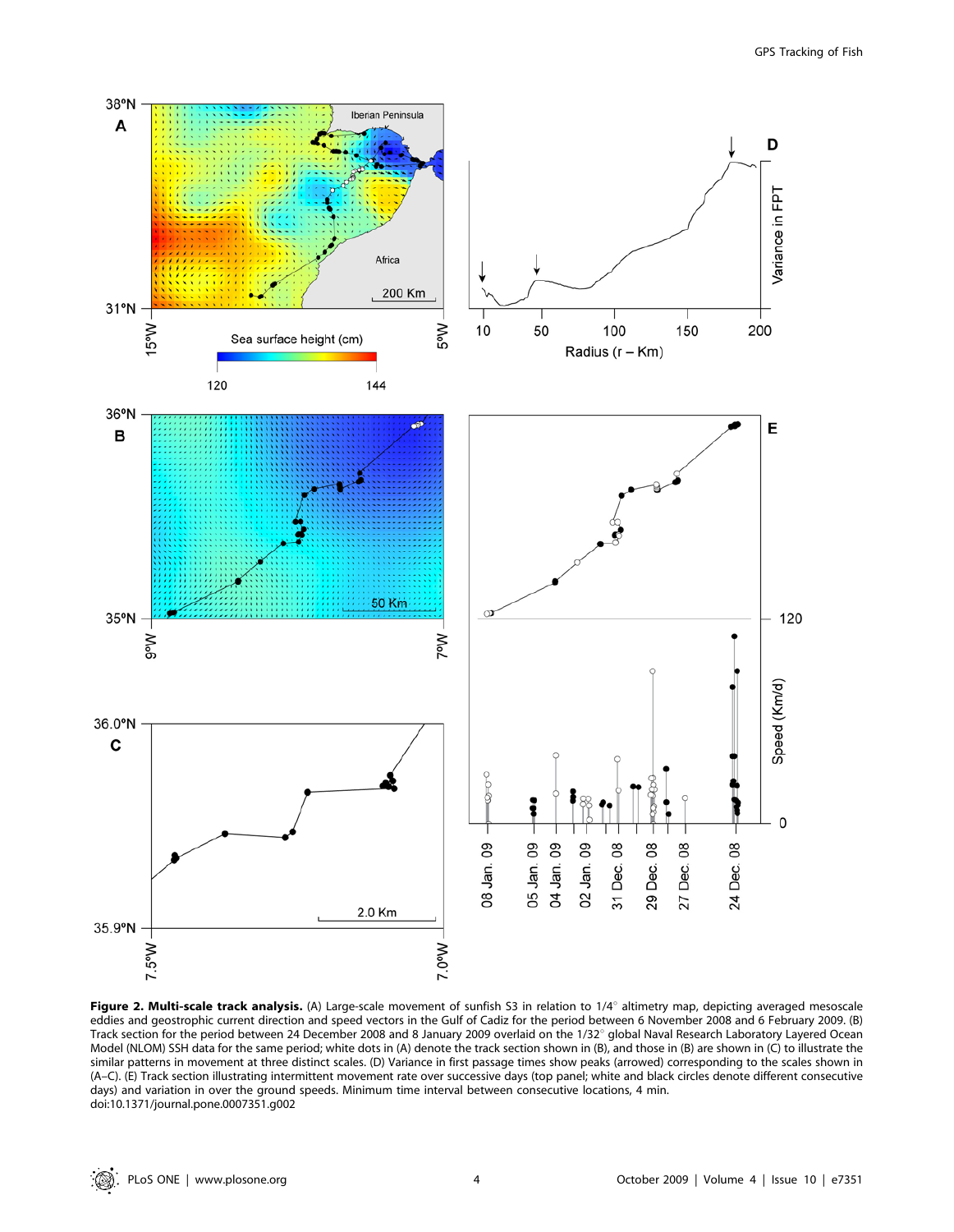**Figure 2. Multi-scale track analysis.** (A) Large-scale movement of sunfish S3 in relation to 1/4° altimetry map, depicting averaged mesoscale eddies and geostrophic current direction and speed vectors in the Gulf of Cadiz for the period between 6 November 2008 and 6 February 2009. (B) Track section for the period between 24 December 2008 and 8 January 2009 overlaid on the 1/32° global Naval Research Laboratory Layered Ocean Model (NLOM) SSH data for the same period; white dots in (A) denote the track section shown in (B), and those in (B) are shown in (C) to illustrate the similar patterns in movement at three distinct scales. (D) Variance in first passage times show peaks (arrowed) corresponding to the scales shown in (A–C). (E) Track section illustrating intermittent movement rate over successive days (top panel; white and black circles denote different consecutive days) and variation in over the ground speeds. Minimum time interval between consecutive locations, 4 min.
doi:10.1371/journal.pone.0007351.g002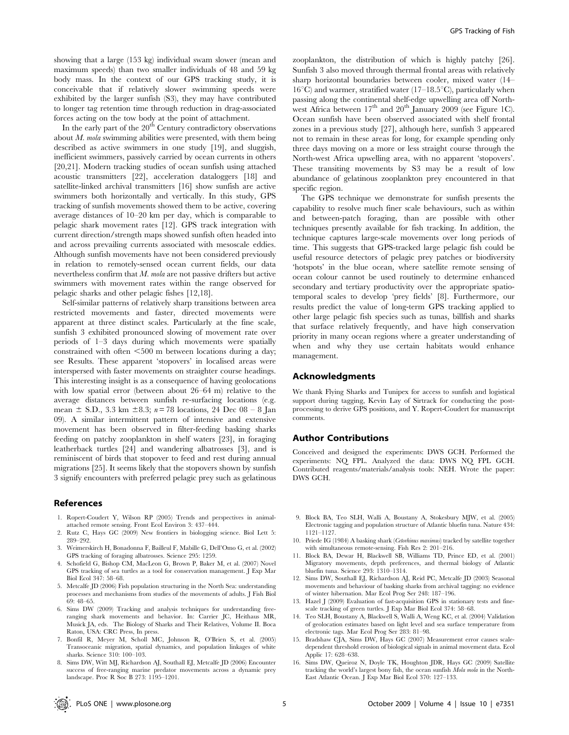showing that a large (153 kg) individual swam slower (mean and maximum speeds) than two smaller individuals of 48 and 59 kg body mass. In the context of our GPS tracking study, it is conceivable that if relatively slower swimming speeds were exhibited by the larger sunfish (S3), they may have contributed to longer tag retention time through reduction in drag-associated forces acting on the tow body at the point of attachment.

In the early part of the 20th Century contradictory observations about *M. mola* swimming abilities were presented, with them being described as active swimmers in one study [19], and sluggish, inefficient swimmers, passively carried by ocean currents in others [20,21]. Modern tracking studies of ocean sunfish using attached acoustic transmitters [22], acceleration dataloggers [18] and satellite-linked archival transmitters [16] show sunfish are active swimmers both horizontally and vertically. In this study, GPS tracking of sunfish movements showed them to be active, covering average distances of 10–20 km per day, which is comparable to pelagic shark movement rates [12]. GPS track integration with current direction/strength maps showed sunfish often headed into and across prevailing currents associated with mesoscale eddies. Although sunfish movements have not been considered previously in relation to remotely-sensed ocean current fields, our data nevertheless confirm that *M. mola* are not passive drifters but active swimmers with movement rates within the range observed for pelagic sharks and other pelagic fishes [12,18].

Self-similar patterns of relatively sharp transitions between area restricted movements and faster, directed movements were apparent at three distinct scales. Particularly at the fine scale, sunfish 3 exhibited pronounced slowing of movement rate over periods of 1–3 days during which movements were spatially constrained with often <500 m between locations during a day; see Results. These apparent 'stopovers' in localised areas were interspersed with faster movements on straighter course headings. This interesting insight is as a consequence of having geolocations with low spatial error (between about 26–64 m) relative to the average distances between sunfish re-surfacing locations (e.g. mean ± S.D., 3.3 km ±8.3; $n$ = 78 locations, 24 Dec 08 – 8 Jan 09). A similar intermittent pattern of intensive and extensive movement has been observed in filter-feeding basking sharks feeding on patchy zooplankton in shelf waters [23], in foraging leatherback turtles [24] and wandering albatrosses [3], and is reminiscent of birds that stopover to feed and rest during annual migrations [25]. It seems likely that the stopovers shown by sunfish 3 signify encounters with preferred pelagic prey such as gelatinous zooplankton, the distribution of which is highly patchy [26]. Sunfish 3 also moved through thermal frontal areas with relatively sharp horizontal boundaries between cooler, mixed water (14–16°C) and warmer, stratified water (17–18.5°C), particularly when passing along the continental shelf-edge upwelling area off North-west Africa between 17th and 20th January 2009 (see Figure 1C). Ocean sunfish have been observed associated with shelf frontal zones in a previous study [27], although here, sunfish 3 appeared not to remain in these areas for long, for example spending only three days moving on a more or less straight course through the North-west Africa upwelling area, with no apparent 'stopovers'. These transiting movements by S3 may be a result of low abundance of gelatinous zooplankton prey encountered in that specific region.

The GPS technique we demonstrate for sunfish presents the capability to resolve much finer scale behaviours, such as within and between-patch foraging, than are possible with other techniques presently available for fish tracking. In addition, the technique captures large-scale movements over long periods of time. This suggests that GPS-tracked large pelagic fish could be useful resource detectors of pelagic prey patches or biodiversity 'hotspots' in the blue ocean, where satellite remote sensing of ocean colour cannot be used routinely to determine enhanced secondary and tertiary productivity over the appropriate spatio-temporal scales to develop 'prey fields' [8]. Furthermore, our results predict the value of long-term GPS tracking applied to other large pelagic fish species such as tunas, billfish and sharks that surface relatively frequently, and have high conservation priority in many ocean regions where a greater understanding of when and why they use certain habitats would enhance management.

## Acknowledgments

We thank Flying Sharks and Tunipex for access to sunfish and logistical support during tagging, Kevin Lay of Sirtrack for conducting the post-processing to derive GPS positions, and Y. Ropert-Coudert for manuscript comments.

## Author Contributions

Conceived and designed the experiments: DWS GCH. Performed the experiments: NQ FPL. Analyzed the data: DWS NQ FPL GCH. Contributed reagents/materials/analysis tools: NEH. Wrote the paper: DWS GCH.

## References

1. Ropert-Coudert Y, Wilson RP (2005) Trends and perspectives in animal-attached remote sensing. Front Ecol Environ 3: 437–444.
2. Rutz C, Hays GC (2009) New frontiers in biologging science. Biol Lett 5: 289–292.
3. Weimerskirch H, Bonadonna F, Bailleul F, Mabille G, Dell'Omo G, et al. (2002) GPS tracking of foraging albatrosses. Science 295: 1259.
4. Schofield G, Bishop CM, MacLeon G, Brown P, Baker M, et al. (2007) Novel GPS tracking of sea turtles as a tool for conservation management. J Exp Mar Biol Ecol 347: 58–68.
5. Metcalfe JD (2006) Fish population structuring in the North Sea: understanding processes and mechanisms from studies of the movements of adults. J Fish Biol 69: 48–65.
6. Sims DW (2009) Tracking and analysis techniques for understanding free-ranging shark movements and behavior. In: Carrier JC, Heithaus MR, Musick JA, eds. The Biology of Sharks and Their Relatives, Volume II. Boca Raton, USA: CRC Press, In press.
7. Bonfil R, Meyer M, Scholl MC, Johnson R, O'Brien S, et al. (2005) Transoceanic migration, spatial dynamics, and population linkages of white sharks. Science 310: 100–103.
8. Sims DW, Witt MJ, Richardson AJ, Southall EJ, Metcalfe JD (2006) Encounter success of free-ranging marine predator movements across a dynamic prey landscape. Proc R Soc B 273: 1195–1201.
9. Block BA, Teo SLH, Walli A, Boustany A, Stokesbury MJW, et al. (2005) Electronic tagging and population structure of Atlantic bluefin tuna. Nature 434: 1121–1127.
10. Priede IG (1984) A basking shark (*Cetorhinus maximus*) tracked by satellite together with simultaneous remote-sensing. Fish Res 2: 201–216.
11. Block BA, Dewar H, Blackwell SB, Williams TD, Prince ED, et al. (2001) Migratory movements, depth preferences, and thermal biology of Atlantic bluefin tuna. Science 293: 1310–1314.
12. Sims DW, Southall EJ, Richardson AJ, Reid PC, Metcalfe JD (2003) Seasonal movements and behaviour of basking sharks from archival tagging: no evidence of winter hibernation. Mar Ecol Prog Ser 248: 187–196.
13. Hazel J (2009) Evaluation of fast-acquisition GPS in stationary tests and fine-scale tracking of green turtles. J Exp Mar Biol Ecol 374: 58–68.
14. Teo SLH, Boustany A, Blackwell S, Walli A, Weng KC, et al. (2004) Validation of geolocation estimates based on light level and sea surface temperature from electronic tags. Mar Ecol Prog Ser 283: 81–98.
15. Bradshaw CJA, Sims DW, Hays GC (2007) Measurement error causes scale-dependent threshold erosion of biological signals in animal movement data. Ecol Applic 17: 628–638.
16. Sims DW, Queiroz N, Doyle TK, Houghton JDR, Hays GC (2009) Satellite tracking the world's largest bony fish, the ocean sunfish *Mola mola* in the North-East Atlantic Ocean. J Exp Mar Biol Ecol 370: 127–133.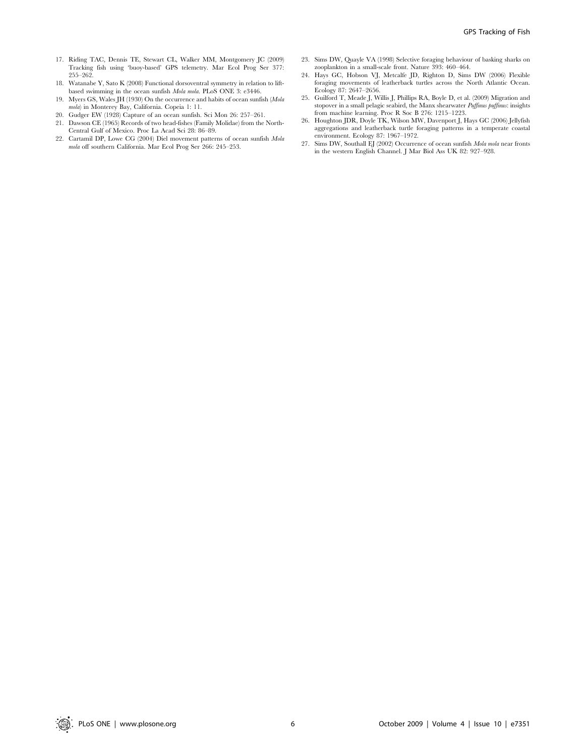17. Riding TAC, Dennis TE, Stewart CL, Walker MM, Montgomery JC (2009) Tracking fish using 'buoy-based' GPS telemetry. Mar Ecol Prog Ser 377: 255–262.
18. Watanabe Y, Sato K (2008) Functional dorsoventral symmetry in relation to lift-based swimming in the ocean sunfish *Mola mola*. PLoS ONE 3: e3446.
19. Myers GS, Wales JH (1930) On the occurrence and habits of ocean sunfish (*Mola mola*) in Monterey Bay, California. Copeia 1: 11.
20. Gudger EW (1928) Capture of an ocean sunfish. Sci Mon 26: 257–261.
21. Dawson CE (1965) Records of two head-fishes (Family Molidae) from the North-Central Gulf of Mexico. Proc La Acad Sci 28: 86–89.
22. Cartamil DP, Lowe CG (2004) Diel movement patterns of ocean sunfish *Mola mola* off southern California. Mar Ecol Prog Ser 266: 245–253.
23. Sims DW, Quayle VA (1998) Selective foraging behaviour of basking sharks on zooplankton in a small-scale front. Nature 393: 460–464.
24. Hays GC, Hobson VJ, Metcalfe JD, Righton D, Sims DW (2006) Flexible foraging movements of leatherback turtles across the North Atlantic Ocean. Ecology 87: 2647–2656.
25. Guilford T, Meade J, Willis J, Phillips RA, Boyle D, et al. (2009) Migration and stopover in a small pelagic seabird, the Manx shearwater *Puffinus puffinus*: insights from machine learning. Proc R Soc B 276: 1215–1223.
26. Houghton JDR, Doyle TK, Wilson MW, Davenport J, Hays GC (2006) Jellyfish aggregations and leatherback turtle foraging patterns in a temperate coastal environment. Ecology 87: 1967–1972.
27. Sims DW, Southall EJ (2002) Occurrence of ocean sunfish *Mola mola* near fronts in the western English Channel. J Mar Biol Ass UK 82: 927–928.